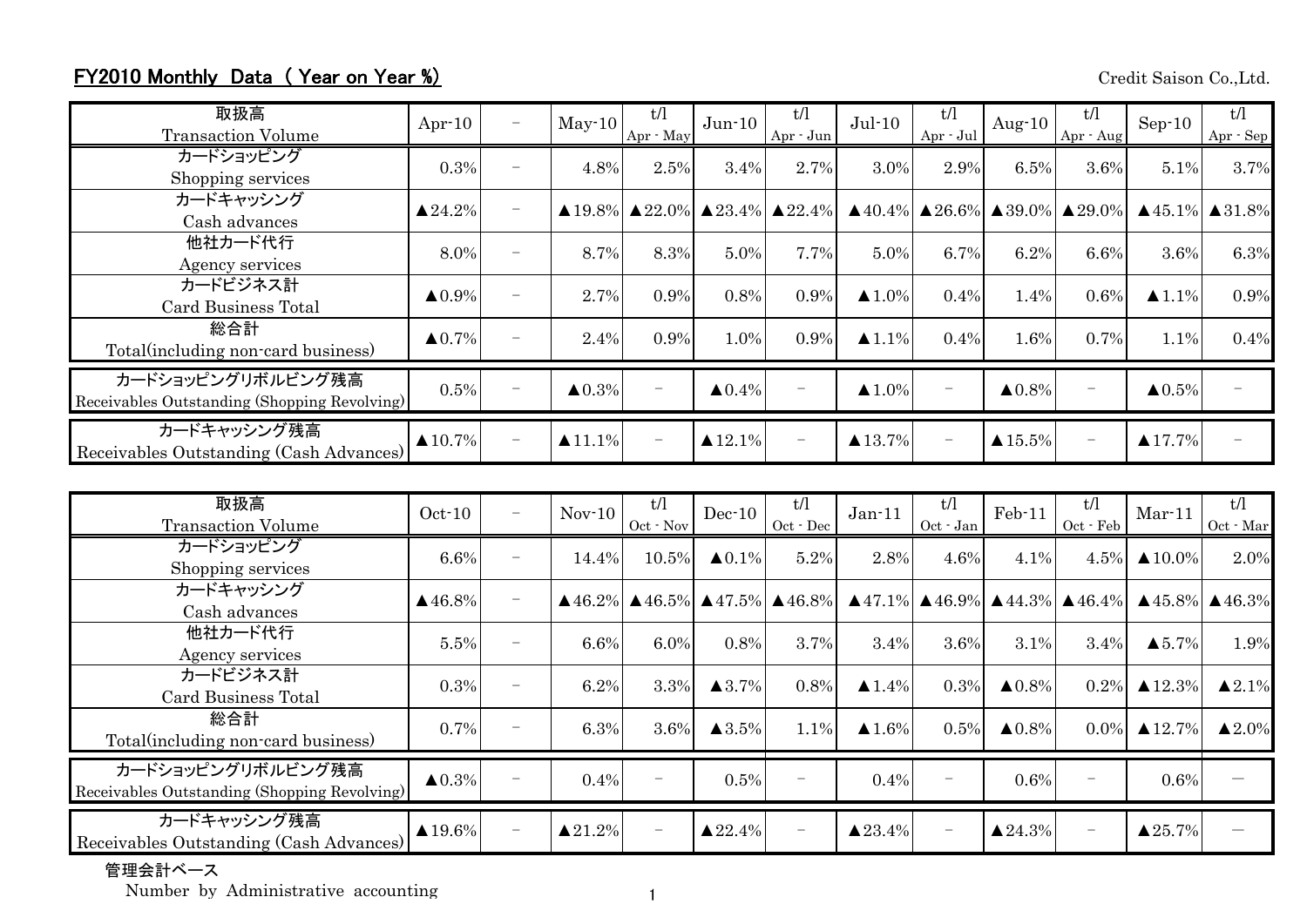## FY2010 Monthly Data ( Year on Year %)

Credit Saison Co.,Ltd.

| 取扱高<br>Transaction Volume | Apr-10 | － | May-10 | t/l<br>Apr - May | Jun-10 | t/l<br>Apr - Jun | Jul-10 | t/l<br>Apr - Jul | Aug-10 | t/l<br>Apr - Aug | Sep-10 | t/l<br>Apr - Sep |
|---|---|---|---|---|---|---|---|---|---|---|---|---|
| カードショッピング<br>Shopping services | 0.3% | － | 4.8% | 2.5% | 3.4% | 2.7% | 3.0% | 2.9% | 6.5% | 3.6% | 5.1% | 3.7% |
| カードキャッシング<br>Cash advances | ▲24.2% | － | ▲19.8% | ▲22.0% | ▲23.4% | ▲22.4% | ▲40.4% | ▲26.6% | ▲39.0% | ▲29.0% | ▲45.1% | ▲31.8% |
| 他社カード代行<br>Agency services | 8.0% | － | 8.7% | 8.3% | 5.0% | 7.7% | 5.0% | 6.7% | 6.2% | 6.6% | 3.6% | 6.3% |
| カードビジネス計<br>Card Business Total | ▲0.9% | － | 2.7% | 0.9% | 0.8% | 0.9% | ▲1.0% | 0.4% | 1.4% | 0.6% | ▲1.1% | 0.9% |
| 総合計<br>Total(including non-card business) | ▲0.7% | － | 2.4% | 0.9% | 1.0% | 0.9% | ▲1.1% | 0.4% | 1.6% | 0.7% | 1.1% | 0.4% |
| カードショッピングリボルビング残高<br>Receivables Outstanding (Shopping Revolving) | 0.5% | － | ▲0.3% | － | ▲0.4% | － | ▲1.0% | － | ▲0.8% | － | ▲0.5% | － |
| カードキャッシング残高<br>Receivables Outstanding (Cash Advances) | ▲10.7% | － | ▲11.1% | － | ▲12.1% | － | ▲13.7% | － | ▲15.5% | － | ▲17.7% | － |

| 取扱高<br>Transaction Volume | Oct-10 | － | Nov-10 | t/l<br>Oct - Nov | Dec-10 | t/l<br>Oct - Dec | Jan-11 | t/l<br>Oct - Jan | Feb-11 | t/l<br>Oct - Feb | Mar-11 | t/l<br>Oct - Mar |
|---|---|---|---|---|---|---|---|---|---|---|---|---|
| カードショッピング<br>Shopping services | 6.6% | － | 14.4% | 10.5% | ▲0.1% | 5.2% | 2.8% | 4.6% | 4.1% | 4.5% | ▲10.0% | 2.0% |
| カードキャッシング<br>Cash advances | ▲46.8% | － | ▲46.2% | ▲46.5% | ▲47.5% | ▲46.8% | ▲47.1% | ▲46.9% | ▲44.3% | ▲46.4% | ▲45.8% | ▲46.3% |
| 他社カード代行<br>Agency services | 5.5% | － | 6.6% | 6.0% | 0.8% | 3.7% | 3.4% | 3.6% | 3.1% | 3.4% | ▲5.7% | 1.9% |
| カードビジネス計<br>Card Business Total | 0.3% | － | 6.2% | 3.3% | ▲3.7% | 0.8% | ▲1.4% | 0.3% | ▲0.8% | 0.2% | ▲12.3% | ▲2.1% |
| 総合計<br>Total(including non-card business) | 0.7% | － | 6.3% | 3.6% | ▲3.5% | 1.1% | ▲1.6% | 0.5% | ▲0.8% | 0.0% | ▲12.7% | ▲2.0% |
| カードショッピングリボルビング残高<br>Receivables Outstanding (Shopping Revolving) | ▲0.3% | － | 0.4% | － | 0.5% | － | 0.4% | － | 0.6% | － | 0.6% | ― |
| カードキャッシング残高<br>Receivables Outstanding (Cash Advances) | ▲19.6% | － | ▲21.2% | － | ▲22.4% | － | ▲23.4% | － | ▲24.3% | － | ▲25.7% | ― |

管理会計ベース
Number by Administrative accounting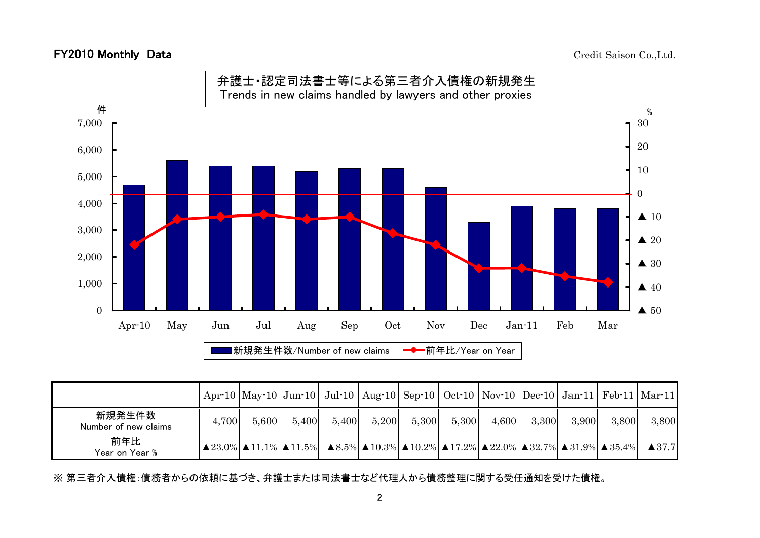## FY2010 Monthly Data

Credit Saison Co.,Ltd.

弁護士・認定司法書士等による第三者介入債権の新規発生
Trends in new claims handled by lawyers and other proxies

件
7,000
6,000
5,000
4,000
3,000
2,000
1,000
0

%
30
20
10
0
▲ 10
▲ 20
▲ 30
▲ 40
▲ 50

Apr-10 May Jun Jul Aug Sep Oct Nov Dec Jan-11 Feb Mar

新規発生件数/Number of new claims　前年比/Year on Year

| | Apr-10 | May-10 | Jun-10 | Jul-10 | Aug-10 | Sep-10 | Oct-10 | Nov-10 | Dec-10 | Jan-11 | Feb-11 | Mar-11 |
|---|---|---|---|---|---|---|---|---|---|---|---|---|
| 新規発生件数 Number of new claims | 4,700 | 5,600 | 5,400 | 5,400 | 5,200 | 5,300 | 5,300 | 4,600 | 3,300 | 3,900 | 3,800 | 3,800 |
| 前年比 Year on Year % | ▲23.0% | ▲11.1% | ▲11.5% | ▲8.5% | ▲10.3% | ▲10.2% | ▲17.2% | ▲22.0% | ▲32.7% | ▲31.9% | ▲35.4% | ▲37.7 |

※ 第三者介入債権：債務者からの依頼に基づき、弁護士または司法書士など代理人から債務整理に関する受任通知を受けた債権。